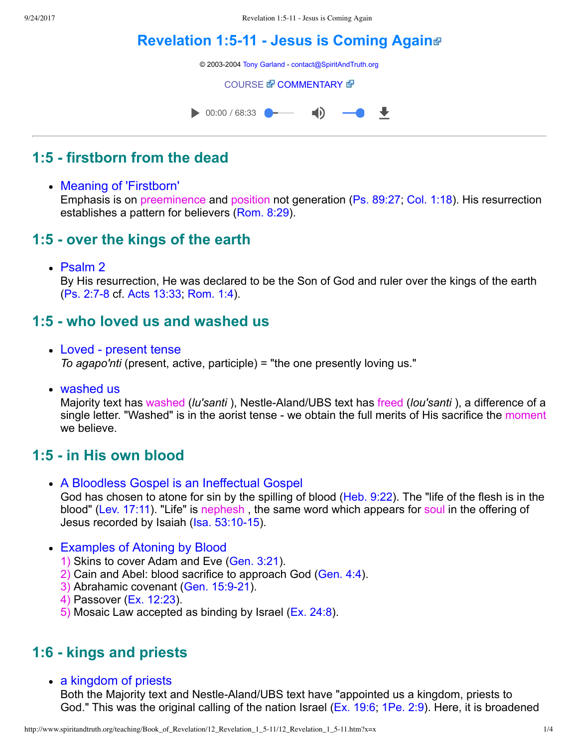# Revelation 1:5-11 - Jesus is Coming Again

© 2003-2004 Tony Garland - contact@SpiritAndTruth.org

COURSE COMMENTARY

00:00 / 68:33

---

## 1:5 - firstborn from the dead

- Meaning of 'Firstborn'
  Emphasis is on preeminence and position not generation (Ps. 89:27; Col. 1:18). His resurrection establishes a pattern for believers (Rom. 8:29).

## 1:5 - over the kings of the earth

- Psalm 2
  By His resurrection, He was declared to be the Son of God and ruler over the kings of the earth (Ps. 2:7-8 cf. Acts 13:33; Rom. 1:4).

## 1:5 - who loved us and washed us

- Loved - present tense
  *To agapo'nti* (present, active, participle) = "the one presently loving us."

- washed us
  Majority text has washed (*lu'santi* ), Nestle-Aland/UBS text has freed (*lou'santi* ), a difference of a single letter. "Washed" is in the aorist tense - we obtain the full merits of His sacrifice the moment we believe.

## 1:5 - in His own blood

- A Bloodless Gospel is an Ineffectual Gospel
  God has chosen to atone for sin by the spilling of blood (Heb. 9:22). The "life of the flesh is in the blood" (Lev. 17:11). "Life" is nephesh , the same word which appears for soul in the offering of Jesus recorded by Isaiah (Isa. 53:10-15).

- Examples of Atoning by Blood
  1) Skins to cover Adam and Eve (Gen. 3:21).
  2) Cain and Abel: blood sacrifice to approach God (Gen. 4:4).
  3) Abrahamic covenant (Gen. 15:9-21).
  4) Passover (Ex. 12:23).
  5) Mosaic Law accepted as binding by Israel (Ex. 24:8).

## 1:6 - kings and priests

- a kingdom of priests
  Both the Majority text and Nestle-Aland/UBS text have "appointed us a kingdom, priests to God." This was the original calling of the nation Israel (Ex. 19:6; 1Pe. 2:9). Here, it is broadened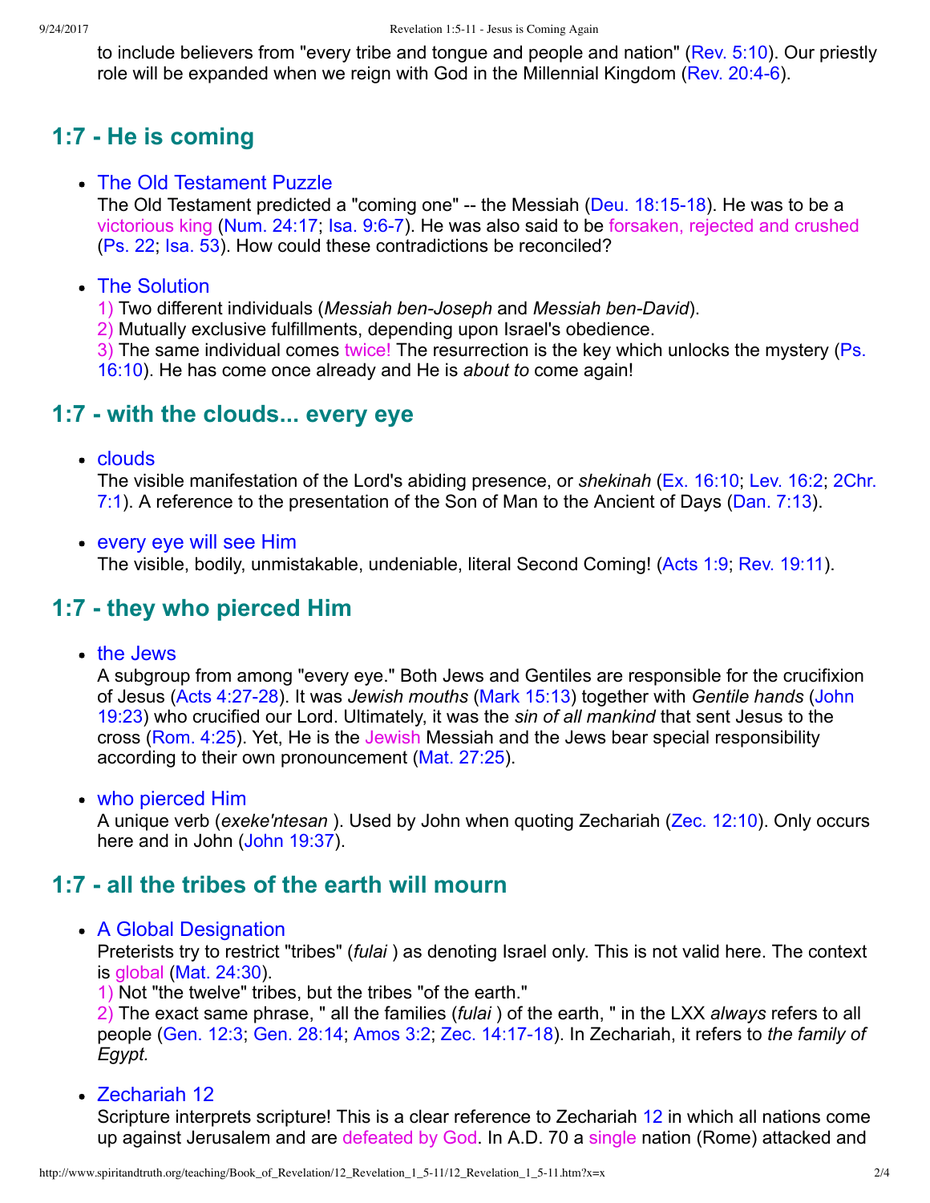to include believers from "every tribe and tongue and people and nation" (Rev. 5:10). Our priestly role will be expanded when we reign with God in the Millennial Kingdom (Rev. 20:4-6).

## 1:7 - He is coming

- The Old Testament Puzzle
  The Old Testament predicted a "coming one" -- the Messiah (Deu. 18:15-18). He was to be a victorious king (Num. 24:17; Isa. 9:6-7). He was also said to be forsaken, rejected and crushed (Ps. 22; Isa. 53). How could these contradictions be reconciled?

- The Solution
  1) Two different individuals (*Messiah ben-Joseph* and *Messiah ben-David*).
  2) Mutually exclusive fulfillments, depending upon Israel's obedience.
  3) The same individual comes twice! The resurrection is the key which unlocks the mystery (Ps. 16:10). He has come once already and He is *about to* come again!

## 1:7 - with the clouds... every eye

- clouds
  The visible manifestation of the Lord's abiding presence, or *shekinah* (Ex. 16:10; Lev. 16:2; 2Chr. 7:1). A reference to the presentation of the Son of Man to the Ancient of Days (Dan. 7:13).

- every eye will see Him
  The visible, bodily, unmistakable, undeniable, literal Second Coming! (Acts 1:9; Rev. 19:11).

## 1:7 - they who pierced Him

- the Jews
  A subgroup from among "every eye." Both Jews and Gentiles are responsible for the crucifixion of Jesus (Acts 4:27-28). It was *Jewish mouths* (Mark 15:13) together with *Gentile hands* (John 19:23) who crucified our Lord. Ultimately, it was the *sin of all mankind* that sent Jesus to the cross (Rom. 4:25). Yet, He is the Jewish Messiah and the Jews bear special responsibility according to their own pronouncement (Mat. 27:25).

- who pierced Him
  A unique verb (*exeke'ntesan* ). Used by John when quoting Zechariah (Zec. 12:10). Only occurs here and in John (John 19:37).

## 1:7 - all the tribes of the earth will mourn

- A Global Designation
  Preterists try to restrict "tribes" (*fulai* ) as denoting Israel only. This is not valid here. The context is global (Mat. 24:30).
  1) Not "the twelve" tribes, but the tribes "of the earth."
  2) The exact same phrase, " all the families (*fulai* ) of the earth, " in the LXX *always* refers to all people (Gen. 12:3; Gen. 28:14; Amos 3:2; Zec. 14:17-18). In Zechariah, it refers to *the family of Egypt.*

- Zechariah 12
  Scripture interprets scripture! This is a clear reference to Zechariah 12 in which all nations come up against Jerusalem and are defeated by God. In A.D. 70 a single nation (Rome) attacked and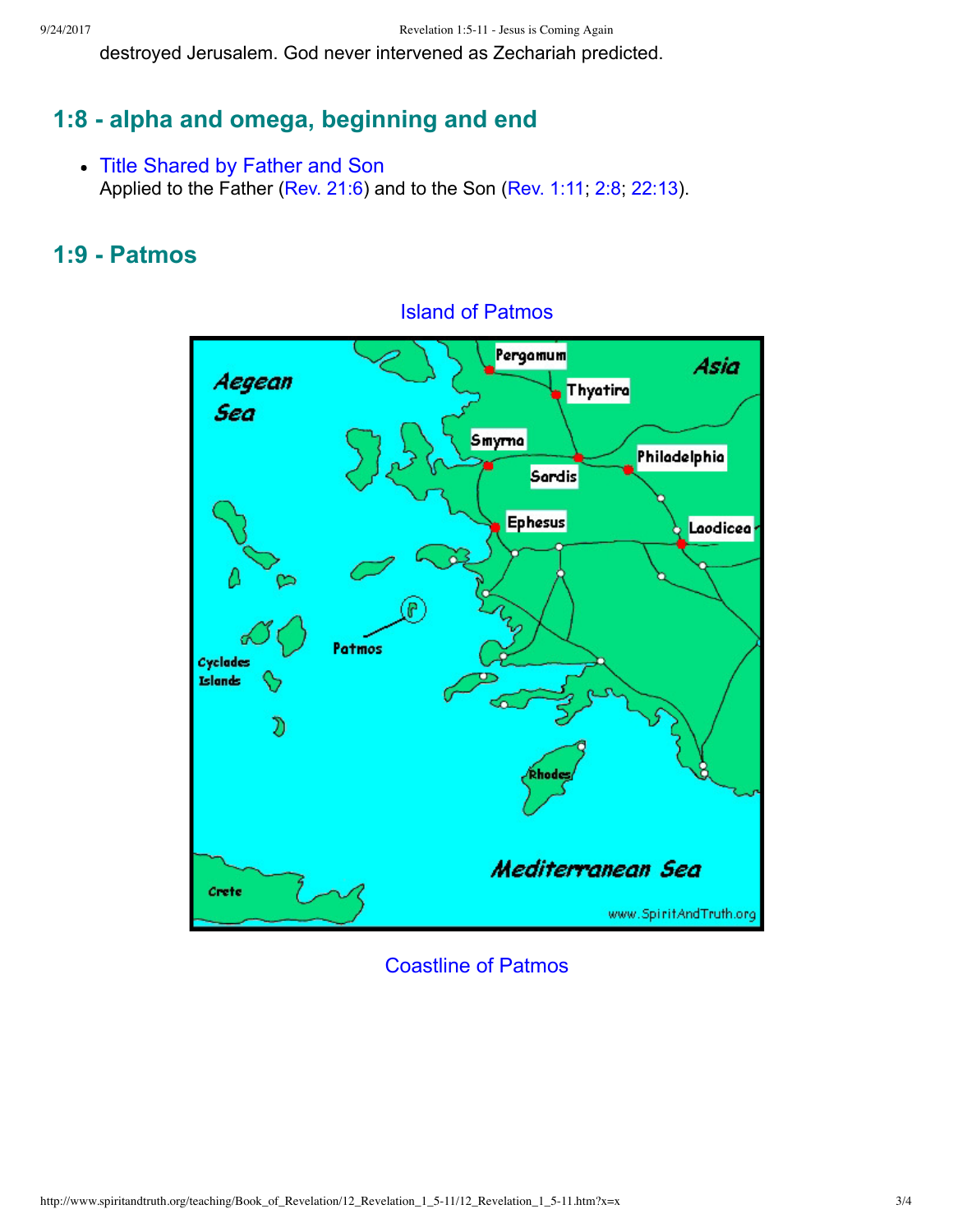destroyed Jerusalem. God never intervened as Zechariah predicted.

## 1:8 - alpha and omega, beginning and end

- Title Shared by Father and Son
  Applied to the Father (Rev. 21:6) and to the Son (Rev. 1:11; 2:8; 22:13).

## 1:9 - Patmos

Island of Patmos

Coastline of Patmos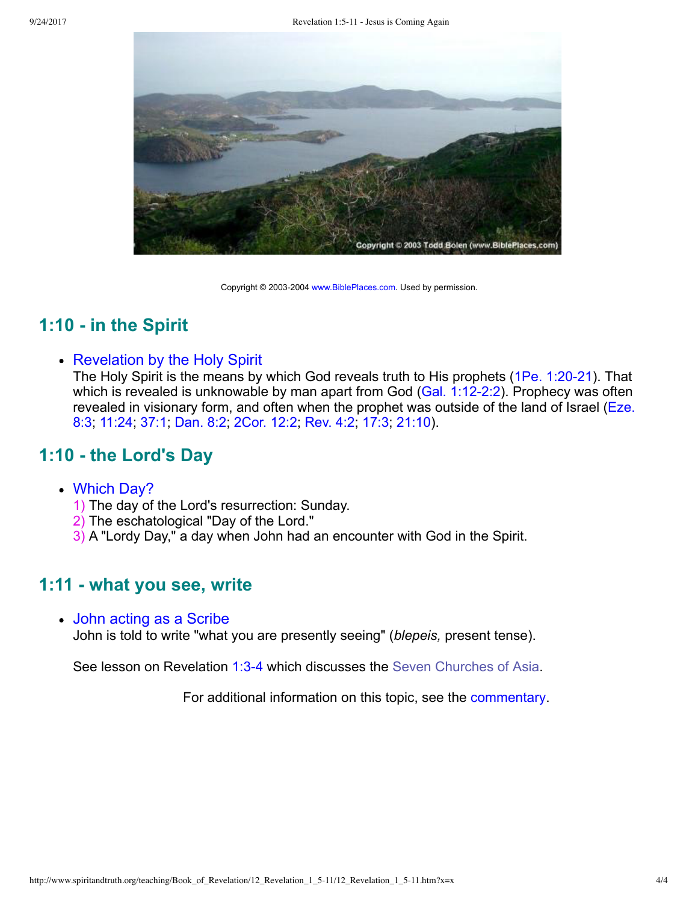Copyright © 2003-2004 www.BiblePlaces.com. Used by permission.

## 1:10 - in the Spirit

- Revelation by the Holy Spirit
  The Holy Spirit is the means by which God reveals truth to His prophets (1Pe. 1:20-21). That which is revealed is unknowable by man apart from God (Gal. 1:12-2:2). Prophecy was often revealed in visionary form, and often when the prophet was outside of the land of Israel (Eze. 8:3; 11:24; 37:1; Dan. 8:2; 2Cor. 12:2; Rev. 4:2; 17:3; 21:10).

## 1:10 - the Lord's Day

- Which Day?
  1) The day of the Lord's resurrection: Sunday.
  2) The eschatological "Day of the Lord."
  3) A "Lordy Day," a day when John had an encounter with God in the Spirit.

## 1:11 - what you see, write

- John acting as a Scribe
  John is told to write "what you are presently seeing" (*blepeis,* present tense).

  See lesson on Revelation 1:3-4 which discusses the Seven Churches of Asia.

For additional information on this topic, see the commentary.